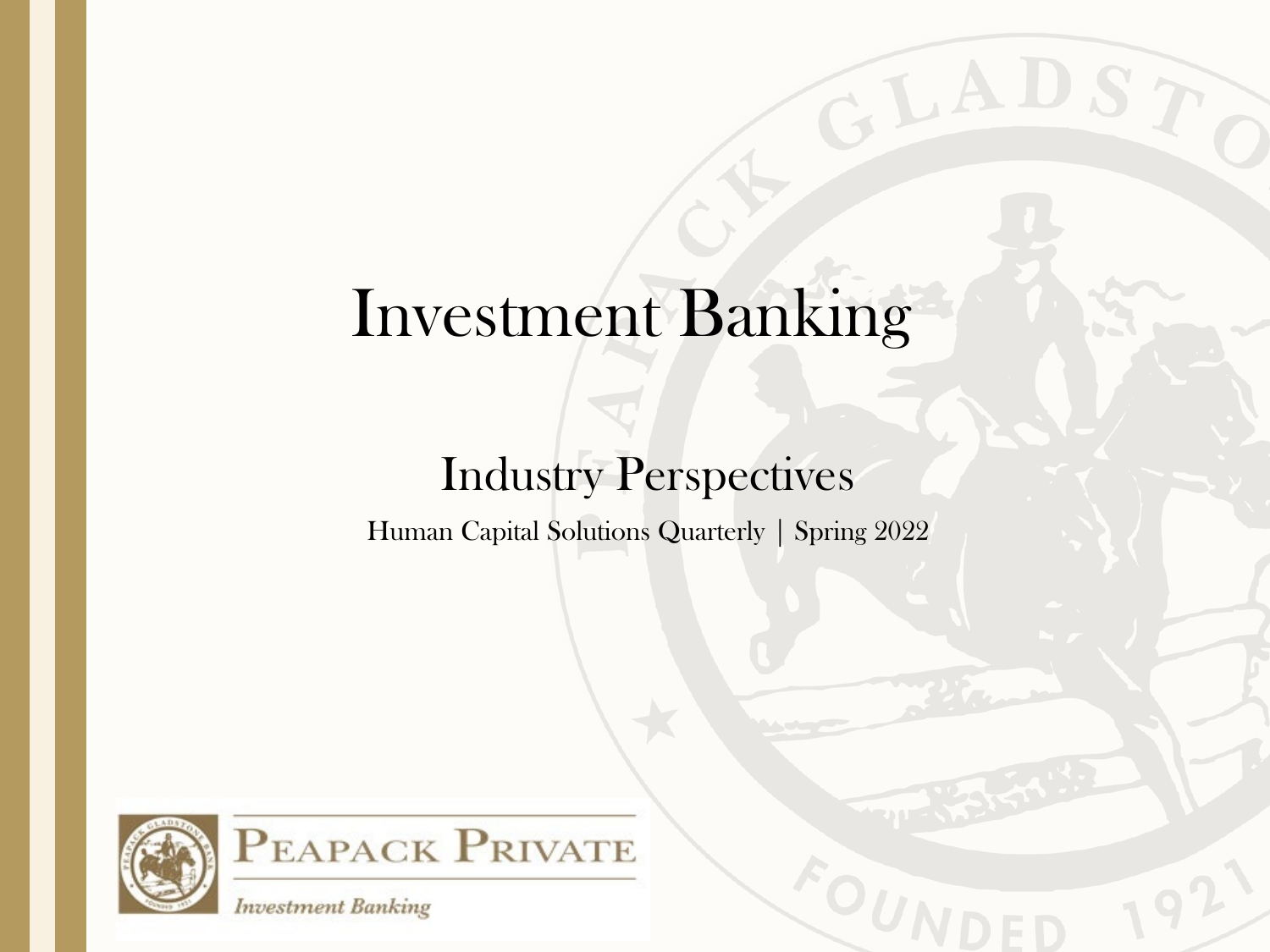# Investment Banking

## Industry Perspectives

Human Capital Solutions Quarterly | Spring 2022

Peapack Private

*Investment Banking*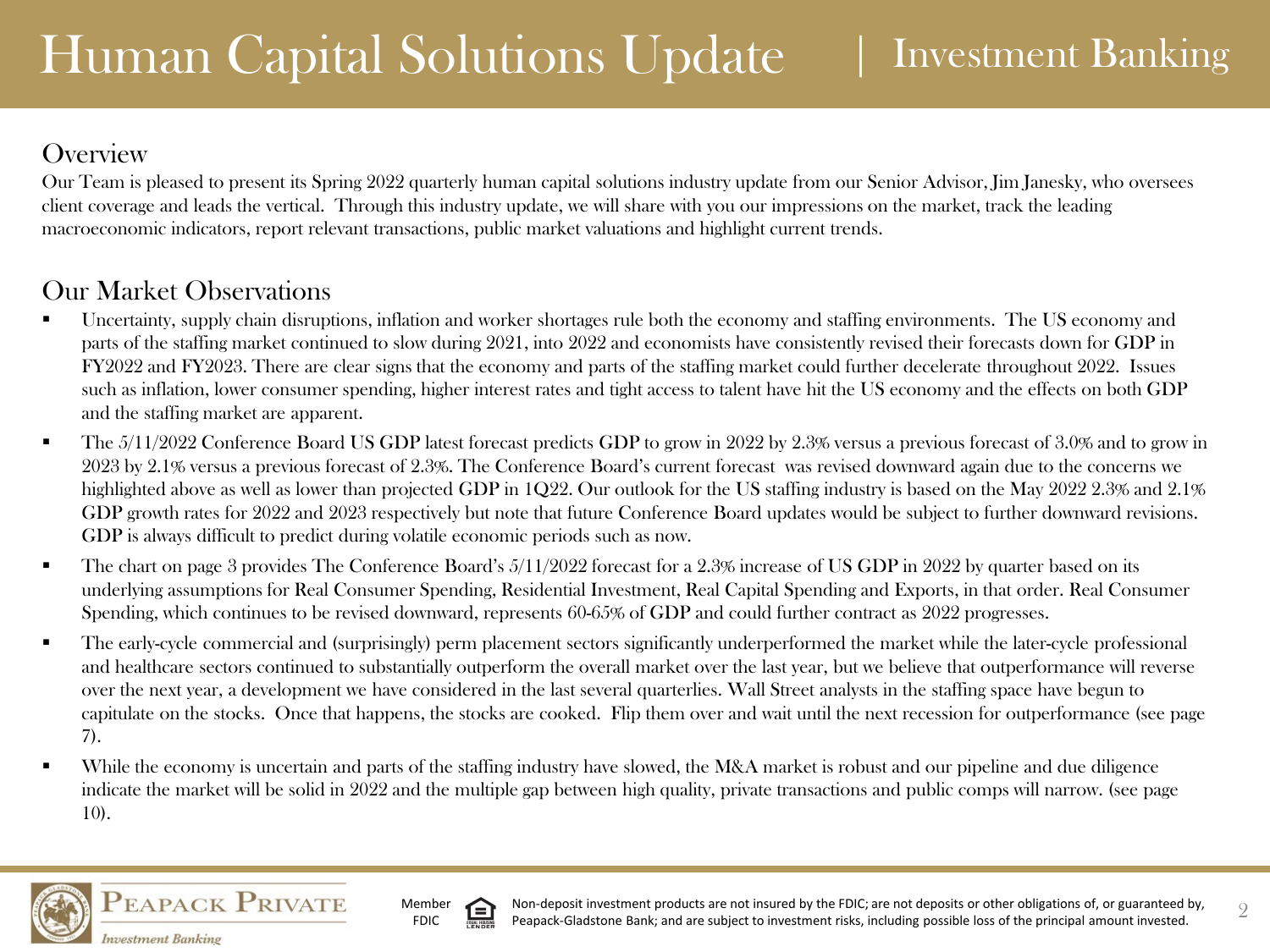# Human Capital Solutions Update | Investment Banking

## Overview

Our Team is pleased to present its Spring 2022 quarterly human capital solutions industry update from our Senior Advisor, Jim Janesky, who oversees client coverage and leads the vertical. Through this industry update, we will share with you our impressions on the market, track the leading macroeconomic indicators, report relevant transactions, public market valuations and highlight current trends.

## Our Market Observations

- Uncertainty, supply chain disruptions, inflation and worker shortages rule both the economy and staffing environments. The US economy and parts of the staffing market continued to slow during 2021, into 2022 and economists have consistently revised their forecasts down for GDP in FY2022 and FY2023. There are clear signs that the economy and parts of the staffing market could further decelerate throughout 2022. Issues such as inflation, lower consumer spending, higher interest rates and tight access to talent have hit the US economy and the effects on both GDP and the staffing market are apparent.
- The 5/11/2022 Conference Board US GDP latest forecast predicts GDP to grow in 2022 by 2.3% versus a previous forecast of 3.0% and to grow in 2023 by 2.1% versus a previous forecast of 2.3%. The Conference Board's current forecast was revised downward again due to the concerns we highlighted above as well as lower than projected GDP in 1Q22. Our outlook for the US staffing industry is based on the May 2022 2.3% and 2.1% GDP growth rates for 2022 and 2023 respectively but note that future Conference Board updates would be subject to further downward revisions. GDP is always difficult to predict during volatile economic periods such as now.
- The chart on page 3 provides The Conference Board's 5/11/2022 forecast for a 2.3% increase of US GDP in 2022 by quarter based on its underlying assumptions for Real Consumer Spending, Residential Investment, Real Capital Spending and Exports, in that order. Real Consumer Spending, which continues to be revised downward, represents 60-65% of GDP and could further contract as 2022 progresses.
- The early-cycle commercial and (surprisingly) perm placement sectors significantly underperformed the market while the later-cycle professional and healthcare sectors continued to substantially outperform the overall market over the last year, but we believe that outperformance will reverse over the next year, a development we have considered in the last several quarterlies. Wall Street analysts in the staffing space have begun to capitulate on the stocks. Once that happens, the stocks are cooked. Flip them over and wait until the next recession for outperformance (see page 7).
- While the economy is uncertain and parts of the staffing industry have slowed, the M&A market is robust and our pipeline and due diligence indicate the market will be solid in 2022 and the multiple gap between high quality, private transactions and public comps will narrow. (see page 10).

Member FDIC

Non-deposit investment products are not insured by the FDIC; are not deposits or other obligations of, or guaranteed by, Peapack-Gladstone Bank; and are subject to investment risks, including possible loss of the principal amount invested.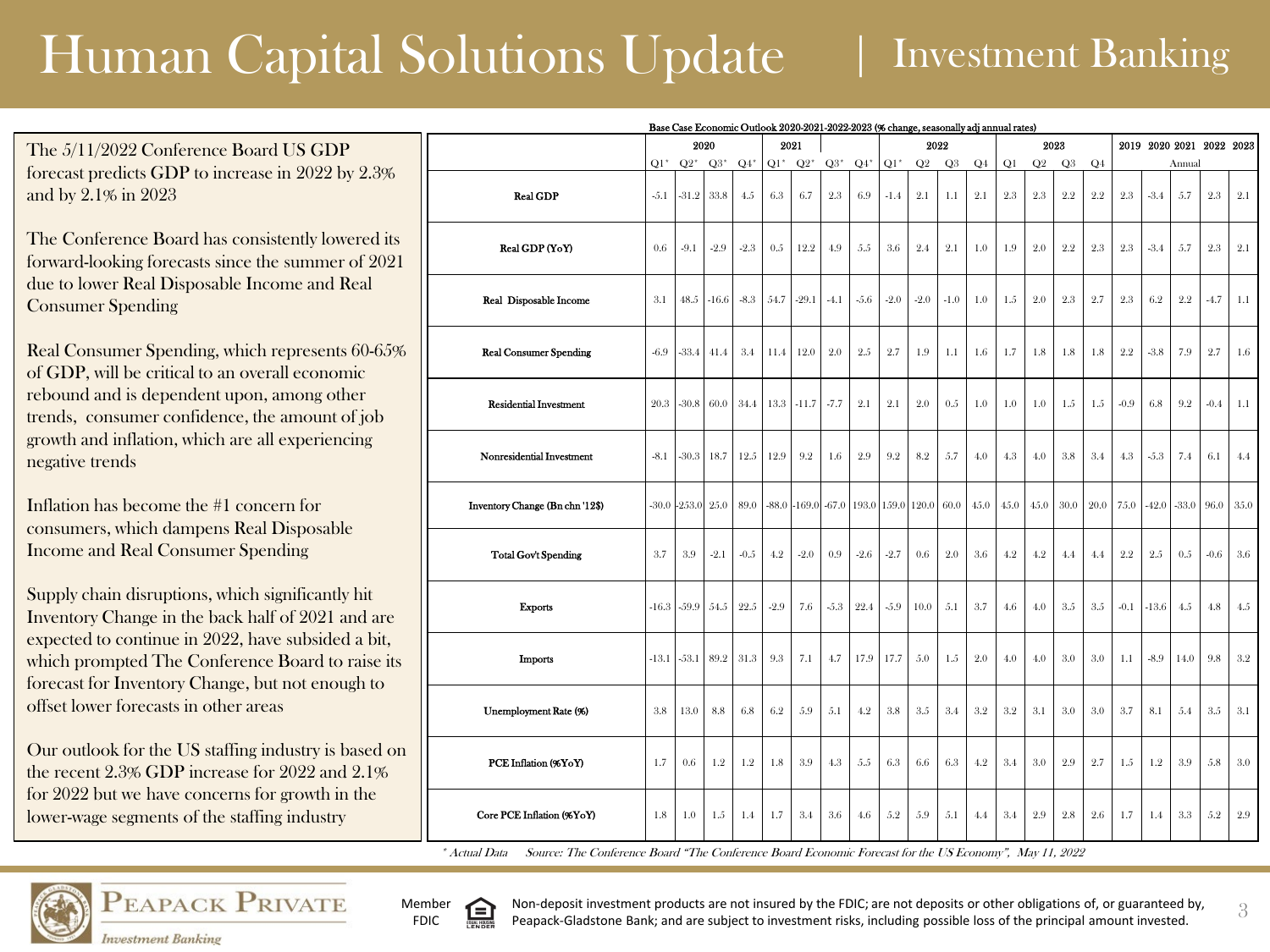# Human Capital Solutions Update | Investment Banking

The 5/11/2022 Conference Board US GDP forecast predicts GDP to increase in 2022 by 2.3% and by 2.1% in 2023

The Conference Board has consistently lowered its forward-looking forecasts since the summer of 2021 due to lower Real Disposable Income and Real Consumer Spending

Real Consumer Spending, which represents 60-65% of GDP, will be critical to an overall economic rebound and is dependent upon, among other trends, consumer confidence, the amount of job growth and inflation, which are all experiencing negative trends

Inflation has become the #1 concern for consumers, which dampens Real Disposable Income and Real Consumer Spending

Supply chain disruptions, which significantly hit Inventory Change in the back half of 2021 and are expected to continue in 2022, have subsided a bit, which prompted The Conference Board to raise its forecast for Inventory Change, but not enough to offset lower forecasts in other areas

Our outlook for the US staffing industry is based on the recent 2.3% GDP increase for 2022 and 2.1% for 2022 but we have concerns for growth in the lower-wage segments of the staffing industry

**Base Case Economic Outlook 2020-2021-2022-2023 (% change, seasonally adj annual rates)**

| | 2020 | | | | 2021 | | | | 2022 | | | | 2023 | | | | Annual | | | | |
|---|---|---|---|---|---|---|---|---|---|---|---|---|---|---|---|---|---|---|---|---|---|
| | Q1* | Q2* | Q3* | Q4* | Q1* | Q2* | Q3* | Q4* | Q1* | Q2 | Q3 | Q4 | Q1 | Q2 | Q3 | Q4 | 2019 | 2020 | 2021 | 2022 | 2023 |
| **Real GDP** | -5.1 | -31.2 | 33.8 | 4.5 | 6.3 | 6.7 | 2.3 | 6.9 | -1.4 | 2.1 | 1.1 | 2.1 | 2.3 | 2.3 | 2.2 | 2.2 | 2.3 | -3.4 | 5.7 | 2.3 | 2.1 |
| **Real GDP (YoY)** | 0.6 | -9.1 | -2.9 | -2.3 | 0.5 | 12.2 | 4.9 | 5.5 | 3.6 | 2.4 | 2.1 | 1.0 | 1.9 | 2.0 | 2.2 | 2.3 | 2.3 | -3.4 | 5.7 | 2.3 | 2.1 |
| **Real Disposable Income** | 3.1 | 48.5 | -16.6 | -8.3 | 54.7 | -29.1 | -4.1 | -5.6 | -2.0 | -2.0 | -1.0 | 1.0 | 1.5 | 2.0 | 2.3 | 2.7 | 2.3 | 6.2 | 2.2 | -4.7 | 1.1 |
| **Real Consumer Spending** | -6.9 | -33.4 | 41.4 | 3.4 | 11.4 | 12.0 | 2.0 | 2.5 | 2.7 | 1.9 | 1.1 | 1.6 | 1.7 | 1.8 | 1.8 | 1.8 | 2.2 | -3.8 | 7.9 | 2.7 | 1.6 |
| **Residential Investment** | 20.3 | -30.8 | 60.0 | 34.4 | 13.3 | -11.7 | -7.7 | 2.1 | 2.1 | 2.0 | 0.5 | 1.0 | 1.0 | 1.0 | 1.5 | 1.5 | -0.9 | 6.8 | 9.2 | -0.4 | 1.1 |
| **Nonresidential Investment** | -8.1 | -30.3 | 18.7 | 12.5 | 12.9 | 9.2 | 1.6 | 2.9 | 9.2 | 8.2 | 5.7 | 4.0 | 4.3 | 4.0 | 3.8 | 3.4 | 4.3 | -5.3 | 7.4 | 6.1 | 4.4 |
| **Inventory Change (Bn chn '12$)** | -30.0 | -253.0 | 25.0 | 89.0 | -88.0 | -169.0 | -67.0 | 193.0 | 159.0 | 120.0 | 60.0 | 45.0 | 45.0 | 45.0 | 30.0 | 20.0 | 75.0 | -42.0 | -33.0 | 96.0 | 35.0 |
| **Total Gov't Spending** | 3.7 | 3.9 | -2.1 | -0.5 | 4.2 | -2.0 | 0.9 | -2.6 | -2.7 | 0.6 | 2.0 | 3.6 | 4.2 | 4.2 | 4.4 | 4.4 | 2.2 | 2.5 | 0.5 | -0.6 | 3.6 |
| **Exports** | -16.3 | -59.9 | 54.5 | 22.5 | -2.9 | 7.6 | -5.3 | 22.4 | -5.9 | 10.0 | 5.1 | 3.7 | 4.6 | 4.0 | 3.5 | 3.5 | -0.1 | -13.6 | 4.5 | 4.8 | 4.5 |
| **Imports** | -13.1 | -53.1 | 89.2 | 31.3 | 9.3 | 7.1 | 4.7 | 17.9 | 17.7 | 5.0 | 1.5 | 2.0 | 4.0 | 4.0 | 3.0 | 3.0 | 1.1 | -8.9 | 14.0 | 9.8 | 3.2 |
| **Unemployment Rate (%)** | 3.8 | 13.0 | 8.8 | 6.8 | 6.2 | 5.9 | 5.1 | 4.2 | 3.8 | 3.5 | 3.4 | 3.2 | 3.2 | 3.1 | 3.0 | 3.0 | 3.7 | 8.1 | 5.4 | 3.5 | 3.1 |
| **PCE Inflation (%YoY)** | 1.7 | 0.6 | 1.2 | 1.2 | 1.8 | 3.9 | 4.3 | 5.5 | 6.3 | 6.6 | 6.3 | 4.2 | 3.4 | 3.0 | 2.9 | 2.7 | 1.5 | 1.2 | 3.9 | 5.8 | 3.0 |
| **Core PCE Inflation (%YoY)** | 1.8 | 1.0 | 1.5 | 1.4 | 1.7 | 3.4 | 3.6 | 4.6 | 5.2 | 5.9 | 5.1 | 4.4 | 3.4 | 2.9 | 2.8 | 2.6 | 1.7 | 1.4 | 3.3 | 5.2 | 2.9 |

*\* Actual Data     Source: The Conference Board "The Conference Board Economic Forecast for the US Economy", May 11, 2022*

Member FDIC

Non-deposit investment products are not insured by the FDIC; are not deposits or other obligations of, or guaranteed by, Peapack-Gladstone Bank; and are subject to investment risks, including possible loss of the principal amount invested.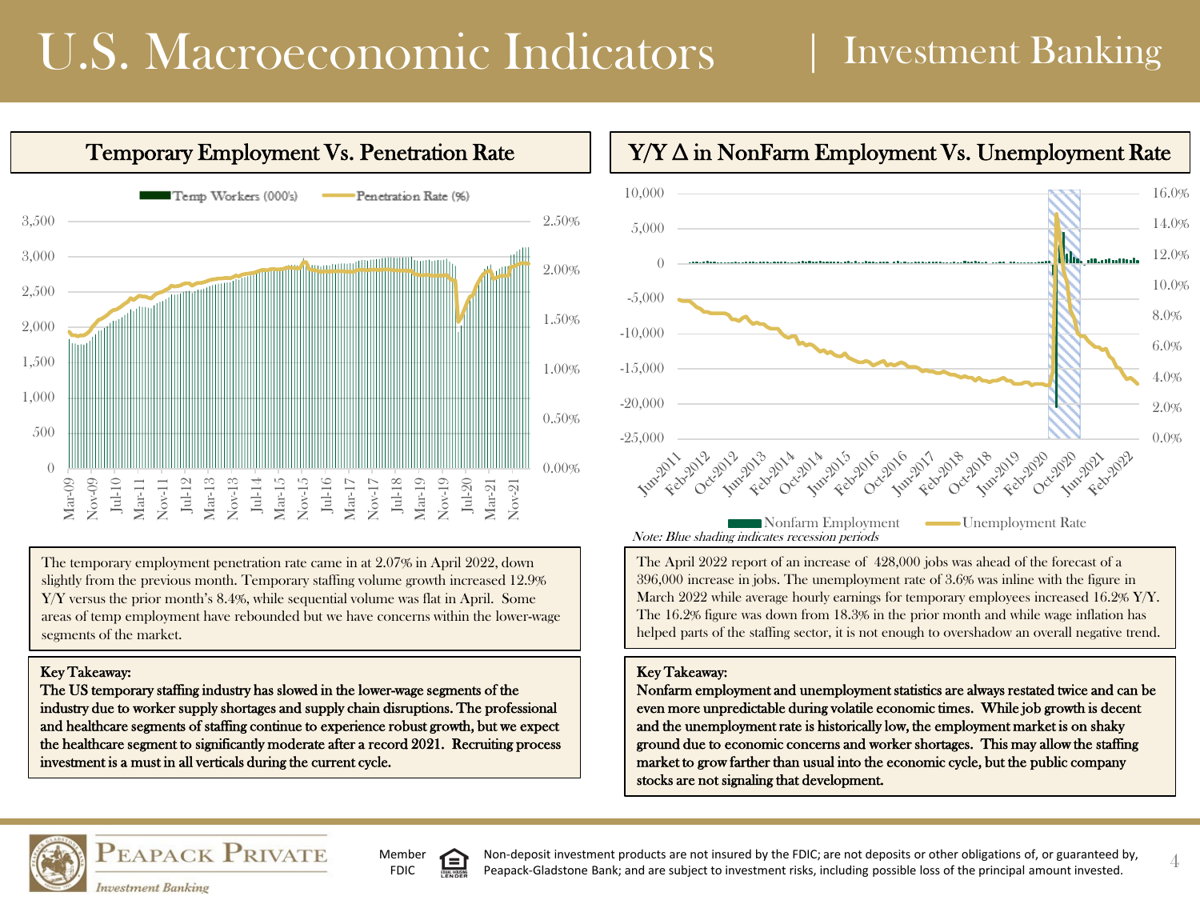# U.S. Macroeconomic Indicators | Investment Banking

## Temporary Employment Vs. Penetration Rate

The temporary employment penetration rate came in at 2.07% in April 2022, down slightly from the previous month. Temporary staffing volume growth increased 12.9% Y/Y versus the prior month's 8.4%, while sequential volume was flat in April. Some areas of temp employment have rebounded but we have concerns within the lower-wage segments of the market.

**Key Takeaway:**

**The US temporary staffing industry has slowed in the lower-wage segments of the industry due to worker supply shortages and supply chain disruptions. The professional and healthcare segments of staffing continue to experience robust growth, but we expect the healthcare segment to significantly moderate after a record 2021. Recruiting process investment is a must in all verticals during the current cycle.**

## Y/Y Δ in NonFarm Employment Vs. Unemployment Rate

*Note: Blue shading indicates recession periods*

The April 2022 report of an increase of 428,000 jobs was ahead of the forecast of a 396,000 increase in jobs. The unemployment rate of 3.6% was inline with the figure in March 2022 while average hourly earnings for temporary employees increased 16.2% Y/Y. The 16.2% figure was down from 18.3% in the prior month and while wage inflation has helped parts of the staffing sector, it is not enough to overshadow an overall negative trend.

**Key Takeaway:**

**Nonfarm employment and unemployment statistics are always restated twice and can be even more unpredictable during volatile economic times. While job growth is decent and the unemployment rate is historically low, the employment market is on shaky ground due to economic concerns and worker shortages. This may allow the staffing market to grow farther than usual into the economic cycle, but the public company stocks are not signaling that development.**

Member FDIC

Non-deposit investment products are not insured by the FDIC; are not deposits or other obligations of, or guaranteed by, Peapack-Gladstone Bank; and are subject to investment risks, including possible loss of the principal amount invested.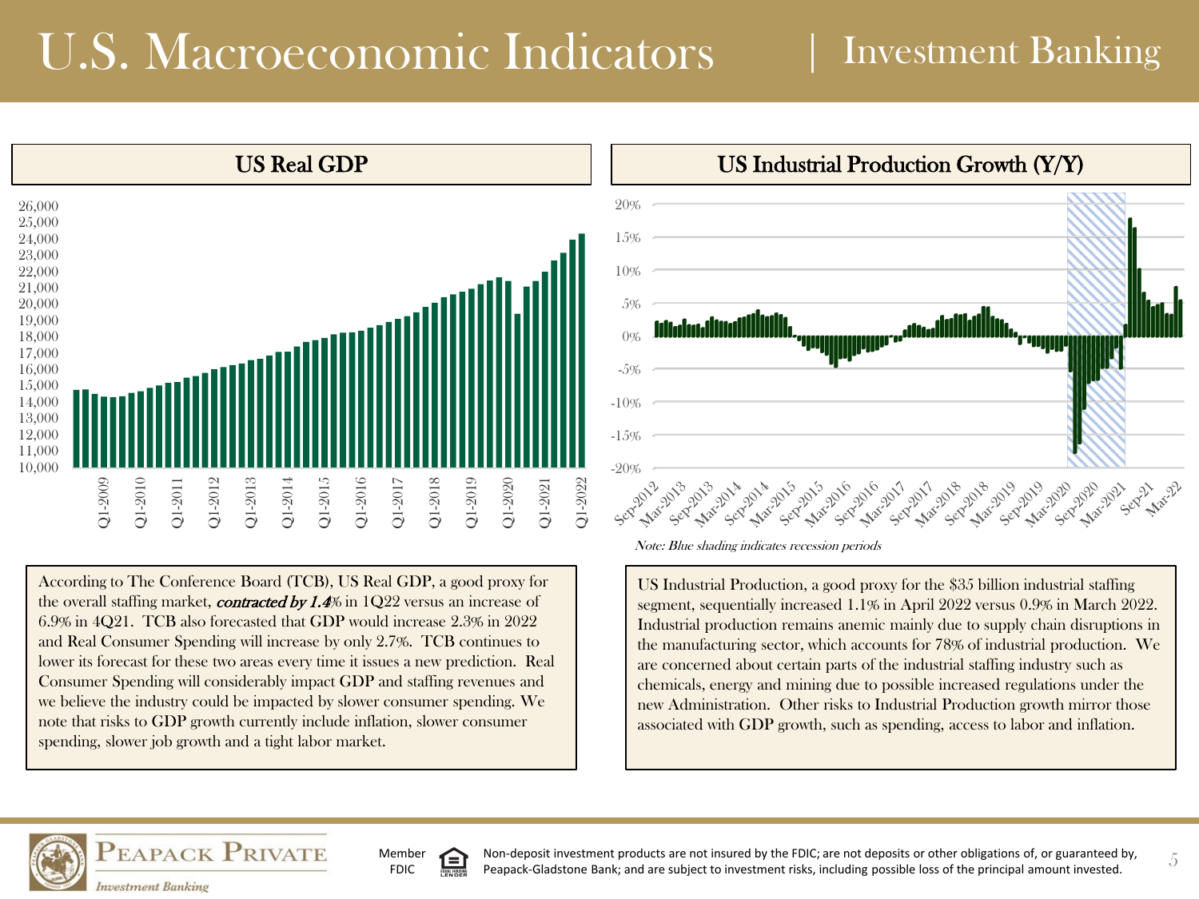# U.S. Macroeconomic Indicators | Investment Banking

## US Real GDP

According to The Conference Board (TCB), US Real GDP, a good proxy for the overall staffing market, ***contracted by 1.4%*** in 1Q22 versus an increase of 6.9% in 4Q21. TCB also forecasted that GDP would increase 2.3% in 2022 and Real Consumer Spending will increase by only 2.7%. TCB continues to lower its forecast for these two areas every time it issues a new prediction. Real Consumer Spending will considerably impact GDP and staffing revenues and we believe the industry could be impacted by slower consumer spending. We note that risks to GDP growth currently include inflation, slower consumer spending, slower job growth and a tight labor market.

## US Industrial Production Growth (Y/Y)

*Note: Blue shading indicates recession periods*

US Industrial Production, a good proxy for the $35 billion industrial staffing segment, sequentially increased 1.1% in April 2022 versus 0.9% in March 2022. Industrial production remains anemic mainly due to supply chain disruptions in the manufacturing sector, which accounts for 78% of industrial production. We are concerned about certain parts of the industrial staffing industry such as chemicals, energy and mining due to possible increased regulations under the new Administration. Other risks to Industrial Production growth mirror those associated with GDP growth, such as spending, access to labor and inflation.

Member FDIC

Non-deposit investment products are not insured by the FDIC; are not deposits or other obligations of, or guaranteed by, Peapack-Gladstone Bank; and are subject to investment risks, including possible loss of the principal amount invested.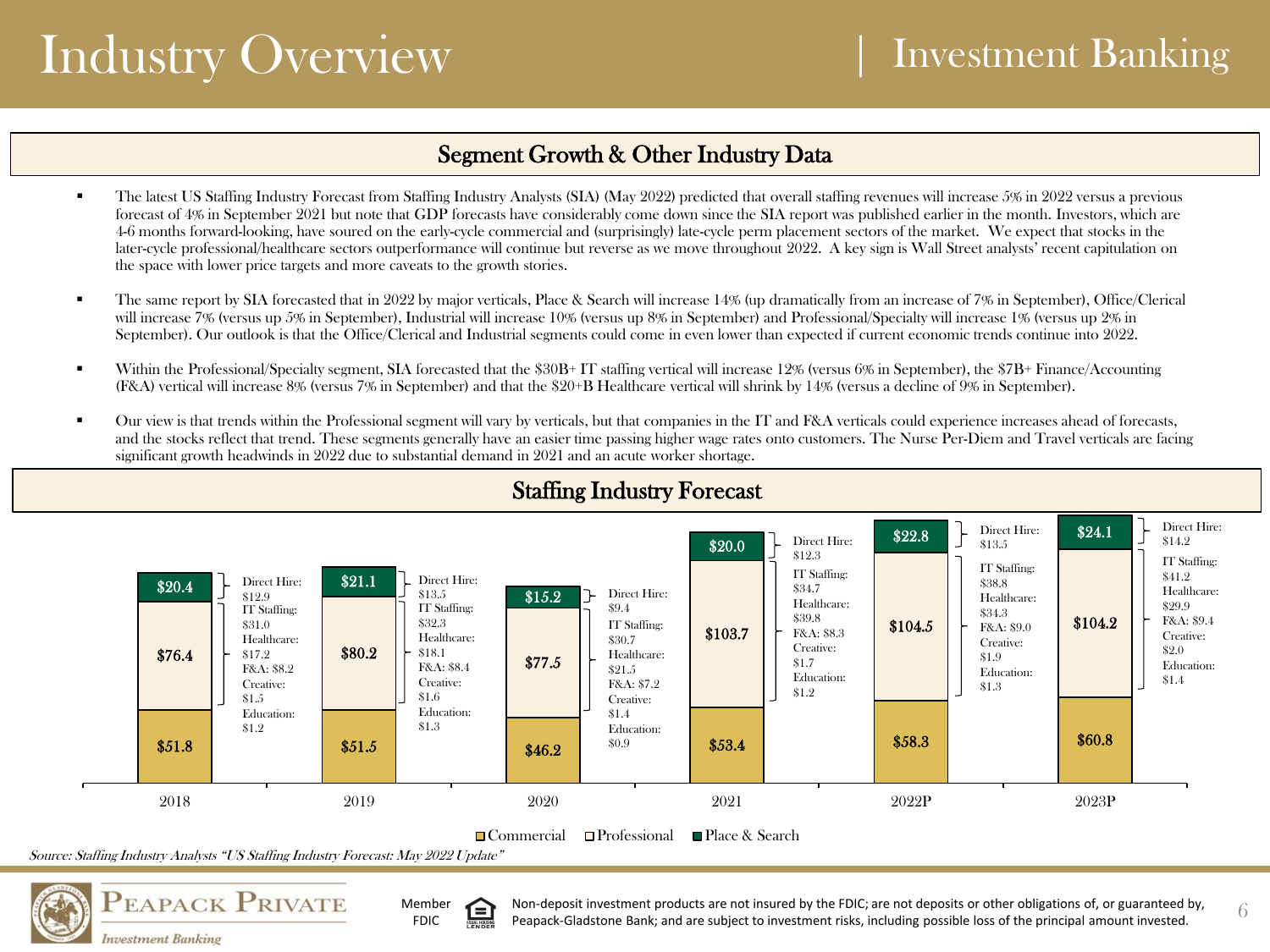# Industry Overview | Investment Banking

## Segment Growth & Other Industry Data

- The latest US Staffing Industry Forecast from Staffing Industry Analysts (SIA) (May 2022) predicted that overall staffing revenues will increase 5% in 2022 versus a previous forecast of 4% in September 2021 but note that GDP forecasts have considerably come down since the SIA report was published earlier in the month. Investors, which are 4-6 months forward-looking, have soured on the early-cycle commercial and (surprisingly) late-cycle perm placement sectors of the market. We expect that stocks in the later-cycle professional/healthcare sectors outperformance will continue but reverse as we move throughout 2022. A key sign is Wall Street analysts' recent capitulation on the space with lower price targets and more caveats to the growth stories.
- The same report by SIA forecasted that in 2022 by major verticals, Place & Search will increase 14% (up dramatically from an increase of 7% in September), Office/Clerical will increase 7% (versus up 5% in September), Industrial will increase 10% (versus up 8% in September) and Professional/Specialty will increase 1% (versus up 2% in September). Our outlook is that the Office/Clerical and Industrial segments could come in even lower than expected if current economic trends continue into 2022.
- Within the Professional/Specialty segment, SIA forecasted that the $30B+ IT staffing vertical will increase 12% (versus 6% in September), the $7B+ Finance/Accounting (F&A) vertical will increase 8% (versus 7% in September) and that the $20+B Healthcare vertical will shrink by 14% (versus a decline of 9% in September).
- Our view is that trends within the Professional segment will vary by verticals, but that companies in the IT and F&A verticals could experience increases ahead of forecasts, and the stocks reflect that trend. These segments generally have an easier time passing higher wage rates onto customers. The Nurse Per-Diem and Travel verticals are facing significant growth headwinds in 2022 due to substantial demand in 2021 and an acute worker shortage.

## Staffing Industry Forecast

| | 2018 | 2019 | 2020 | 2021 | 2022P | 2023P |
|---|---|---|---|---|---|---|
| Place & Search | $20.4 | $21.1 | $15.2 | $20.0 | $22.8 | $24.1 |
| Direct Hire | $12.9 | $13.5 | $9.4 | $12.3 | $13.5 | $14.2 |
| Professional | $76.4 | $80.2 | $77.5 | $103.7 | $104.5 | $104.2 |
| IT Staffing | $31.0 | $32.3 | $30.7 | $34.7 | $38.8 | $41.2 |
| Healthcare | $17.2 | $18.1 | $21.5 | $39.8 | $34.3 | $29.9 |
| F&A | $8.2 | $8.4 | $7.2 | $8.3 | $9.0 | $9.4 |
| Creative | $1.5 | $1.6 | $1.4 | $1.7 | $1.9 | $2.0 |
| Education | $1.2 | $1.3 | $0.9 | $1.2 | $1.3 | $1.4 |
| Commercial | $51.8 | $51.5 | $46.2 | $53.4 | $58.3 | $60.8 |

*Source: Staffing Industry Analysts "US Staffing Industry Forecast: May 2022 Update"*

Member FDIC

Non-deposit investment products are not insured by the FDIC; are not deposits or other obligations of, or guaranteed by, Peapack-Gladstone Bank; and are subject to investment risks, including possible loss of the principal amount invested.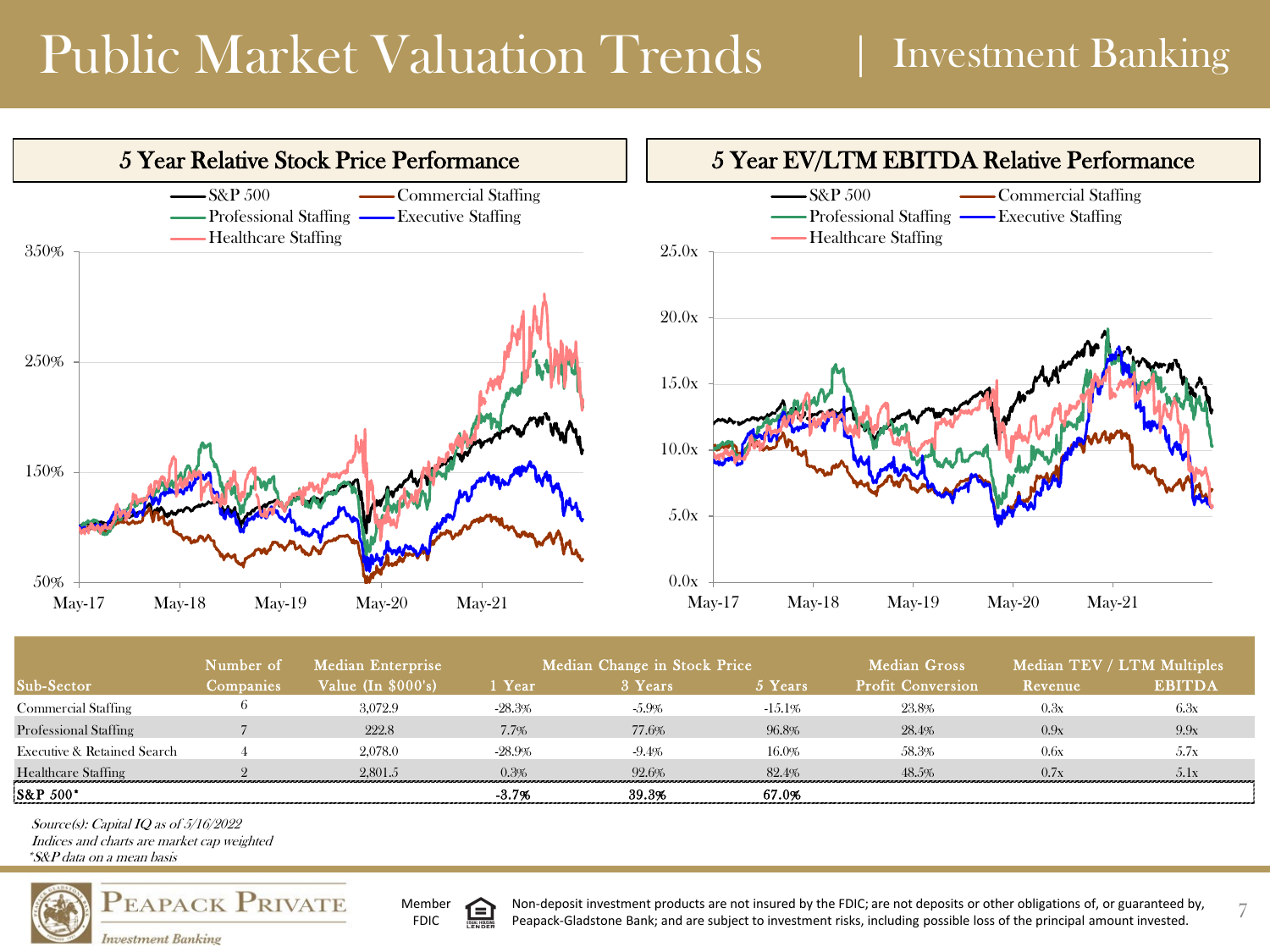# Public Market Valuation Trends | Investment Banking

## 5 Year Relative Stock Price Performance

S&P 500 — Commercial Staffing — Professional Staffing — Executive Staffing — Healthcare Staffing

## 5 Year EV/LTM EBITDA Relative Performance

S&P 500 — Commercial Staffing — Professional Staffing — Executive Staffing — Healthcare Staffing

| Sub-Sector | Number of Companies | Median Enterprise Value (In $000's) | Median Change in Stock Price | | | Median Gross Profit Conversion | Median TEV / LTM Multiples | |
|---|---|---|---|---|---|---|---|---|
| | | | 1 Year | 3 Years | 5 Years | | Revenue | EBITDA |
| Commercial Staffing | 6 | 3,072.9 | -28.3% | -5.9% | -15.1% | 23.8% | 0.3x | 6.3x |
| Professional Staffing | 7 | 222.8 | 7.7% | 77.6% | 96.8% | 28.4% | 0.9x | 9.9x |
| Executive & Retained Search | 4 | 2,078.0 | -28.9% | -9.4% | 16.0% | 58.3% | 0.6x | 5.7x |
| Healthcare Staffing | 2 | 2,801.5 | 0.3% | 92.6% | 82.4% | 48.5% | 0.7x | 5.1x |
| **S&P 500*** | | | **-3.7%** | **39.3%** | **67.0%** | | | |

*Source(s): Capital IQ as of 5/16/2022*
*Indices and charts are market cap weighted*
**S&P data on a mean basis*

Member FDIC

Non-deposit investment products are not insured by the FDIC; are not deposits or other obligations of, or guaranteed by, Peapack-Gladstone Bank; and are subject to investment risks, including possible loss of the principal amount invested.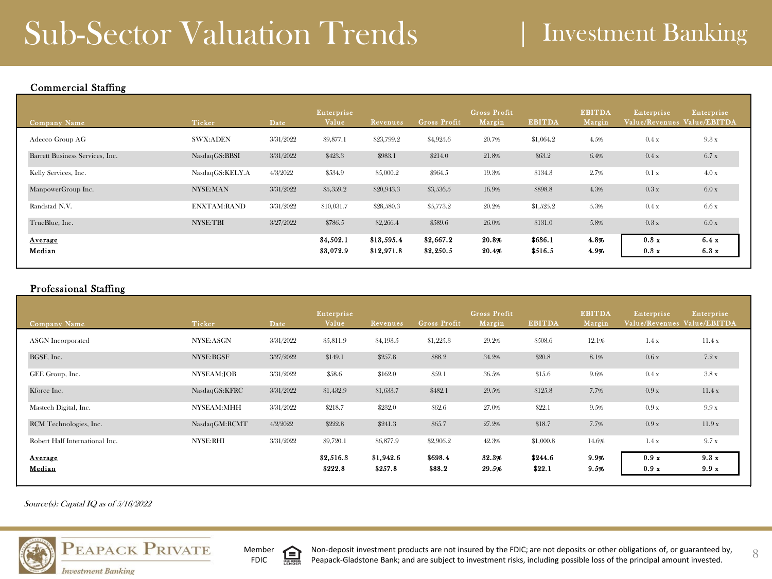# Sub-Sector Valuation Trends | Investment Banking

## Commercial Staffing

| Company Name | Ticker | Date | Enterprise Value | Revenues | Gross Profit | Gross Profit Margin | EBITDA | EBITDA Margin | Enterprise Value/Revenues | Enterprise Value/EBITDA |
|---|---|---|---|---|---|---|---|---|---|---|
| Adecco Group AG | SWX:ADEN | 3/31/2022 | $9,877.1 | $23,799.2 | $4,925.6 | 20.7% | $1,064.2 | 4.5% | 0.4 x | 9.3 x |
| Barrett Business Services, Inc. | NasdaqGS:BBSI | 3/31/2022 | $423.3 | $983.1 | $214.0 | 21.8% | $63.2 | 6.4% | 0.4 x | 6.7 x |
| Kelly Services, Inc. | NasdaqGS:KELY.A | 4/3/2022 | $534.9 | $5,000.2 | $964.5 | 19.3% | $134.3 | 2.7% | 0.1 x | 4.0 x |
| ManpowerGroup Inc. | NYSE:MAN | 3/31/2022 | $5,359.2 | $20,943.3 | $3,536.5 | 16.9% | $898.8 | 4.3% | 0.3 x | 6.0 x |
| Randstad N.V. | ENXTAM:RAND | 3/31/2022 | $10,031.7 | $28,580.3 | $5,773.2 | 20.2% | $1,525.2 | 5.3% | 0.4 x | 6.6 x |
| TrueBlue, Inc. | NYSE:TBI | 3/27/2022 | $786.5 | $2,266.4 | $589.6 | 26.0% | $131.0 | 5.8% | 0.3 x | 6.0 x |
| **Average** | | | **$4,502.1** | **$13,595.4** | **$2,667.2** | **20.8%** | **$636.1** | **4.8%** | **0.3 x** | **6.4 x** |
| **Median** | | | **$3,072.9** | **$12,971.8** | **$2,250.5** | **20.4%** | **$516.5** | **4.9%** | **0.3 x** | **6.3 x** |

## Professional Staffing

| Company Name | Ticker | Date | Enterprise Value | Revenues | Gross Profit | Gross Profit Margin | EBITDA | EBITDA Margin | Enterprise Value/Revenues | Enterprise Value/EBITDA |
|---|---|---|---|---|---|---|---|---|---|---|
| ASGN Incorporated | NYSE:ASGN | 3/31/2022 | $5,811.9 | $4,193.5 | $1,225.3 | 29.2% | $508.6 | 12.1% | 1.4 x | 11.4 x |
| BGSF, Inc. | NYSE:BGSF | 3/27/2022 | $149.1 | $257.8 | $88.2 | 34.2% | $20.8 | 8.1% | 0.6 x | 7.2 x |
| GEE Group, Inc. | NYSEAM:JOB | 3/31/2022 | $58.6 | $162.0 | $59.1 | 36.5% | $15.6 | 9.6% | 0.4 x | 3.8 x |
| Kforce Inc. | NasdaqGS:KFRC | 3/31/2022 | $1,432.9 | $1,633.7 | $482.1 | 29.5% | $125.8 | 7.7% | 0.9 x | 11.4 x |
| Mastech Digital, Inc. | NYSEAM:MHH | 3/31/2022 | $218.7 | $232.0 | $62.6 | 27.0% | $22.1 | 9.5% | 0.9 x | 9.9 x |
| RCM Technologies, Inc. | NasdaqGM:RCMT | 4/2/2022 | $222.8 | $241.3 | $65.7 | 27.2% | $18.7 | 7.7% | 0.9 x | 11.9 x |
| Robert Half International Inc. | NYSE:RHI | 3/31/2022 | $9,720.1 | $6,877.9 | $2,906.2 | 42.3% | $1,000.8 | 14.6% | 1.4 x | 9.7 x |
| **Average** | | | **$2,516.3** | **$1,942.6** | **$698.4** | **32.3%** | **$244.6** | **9.9%** | **0.9 x** | **9.3 x** |
| **Median** | | | **$222.8** | **$257.8** | **$88.2** | **29.5%** | **$22.1** | **9.5%** | **0.9 x** | **9.9 x** |

*Source(s): Capital IQ as of 5/16/2022*

Peapack Private Investment Banking

Member FDIC

Non-deposit investment products are not insured by the FDIC; are not deposits or other obligations of, or guaranteed by, Peapack-Gladstone Bank; and are subject to investment risks, including possible loss of the principal amount invested.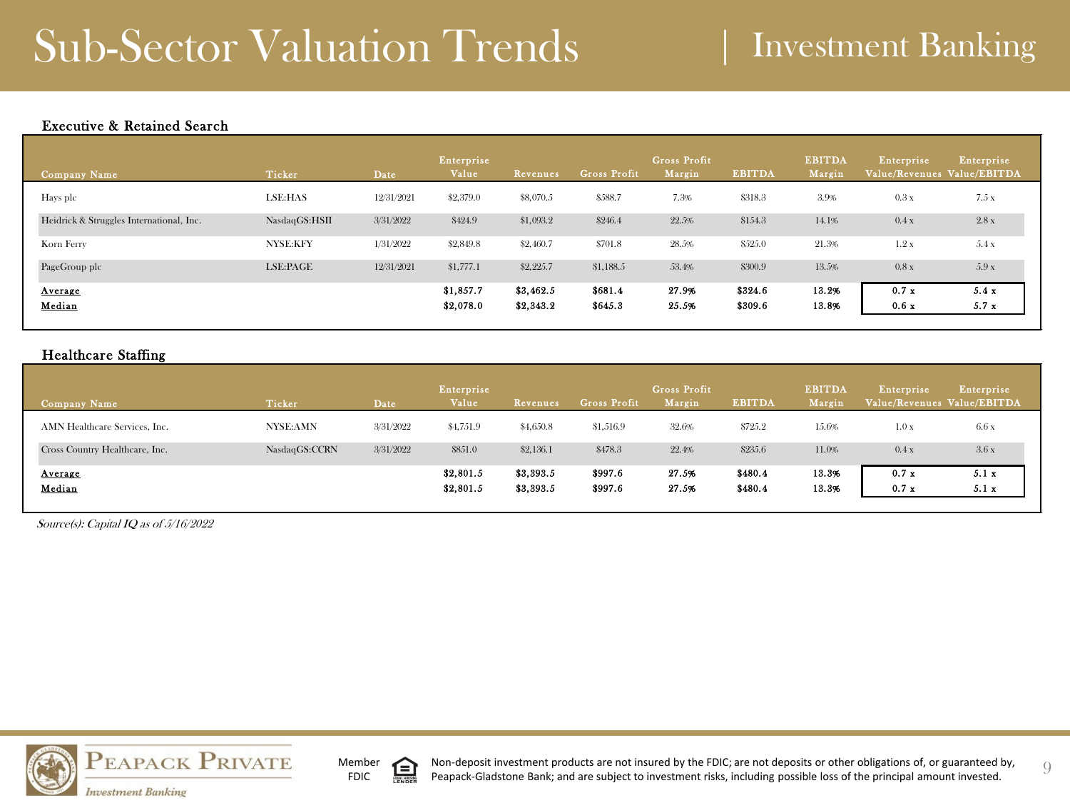# Sub-Sector Valuation Trends | Investment Banking

### Executive & Retained Search

| Company Name | Ticker | Date | Enterprise Value | Revenues | Gross Profit | Gross Profit Margin | EBITDA | EBITDA Margin | Enterprise Value/Revenues | Enterprise Value/EBITDA |
|---|---|---|---|---|---|---|---|---|---|---|
| Hays plc | LSE:HAS | 12/31/2021 | $2,379.0 | $8,070.5 | $588.7 | 7.3% | $318.3 | 3.9% | 0.3 x | 7.5 x |
| Heidrick & Struggles International, Inc. | NasdaqGS:HSII | 3/31/2022 | $424.9 | $1,093.2 | $246.4 | 22.5% | $154.3 | 14.1% | 0.4 x | 2.8 x |
| Korn Ferry | NYSE:KFY | 1/31/2022 | $2,849.8 | $2,460.7 | $701.8 | 28.5% | $525.0 | 21.3% | 1.2 x | 5.4 x |
| PageGroup plc | LSE:PAGE | 12/31/2021 | $1,777.1 | $2,225.7 | $1,188.5 | 53.4% | $300.9 | 13.5% | 0.8 x | 5.9 x |
| **Average** | | | **$1,857.7** | **$3,462.5** | **$681.4** | **27.9%** | **$324.6** | **13.2%** | **0.7 x** | **5.4 x** |
| **Median** | | | **$2,078.0** | **$2,343.2** | **$645.3** | **25.5%** | **$309.6** | **13.8%** | **0.6 x** | **5.7 x** |

### Healthcare Staffing

| Company Name | Ticker | Date | Enterprise Value | Revenues | Gross Profit | Gross Profit Margin | EBITDA | EBITDA Margin | Enterprise Value/Revenues | Enterprise Value/EBITDA |
|---|---|---|---|---|---|---|---|---|---|---|
| AMN Healthcare Services, Inc. | NYSE:AMN | 3/31/2022 | $4,751.9 | $4,650.8 | $1,516.9 | 32.6% | $725.2 | 15.6% | 1.0 x | 6.6 x |
| Cross Country Healthcare, Inc. | NasdaqGS:CCRN | 3/31/2022 | $851.0 | $2,136.1 | $478.3 | 22.4% | $235.6 | 11.0% | 0.4 x | 3.6 x |
| **Average** | | | **$2,801.5** | **$3,393.5** | **$997.6** | **27.5%** | **$480.4** | **13.3%** | **0.7 x** | **5.1 x** |
| **Median** | | | **$2,801.5** | **$3,393.5** | **$997.6** | **27.5%** | **$480.4** | **13.3%** | **0.7 x** | **5.1 x** |

*Source(s): Capital IQ as of 5/16/2022*

Member FDIC

Non-deposit investment products are not insured by the FDIC; are not deposits or other obligations of, or guaranteed by, Peapack-Gladstone Bank; and are subject to investment risks, including possible loss of the principal amount invested.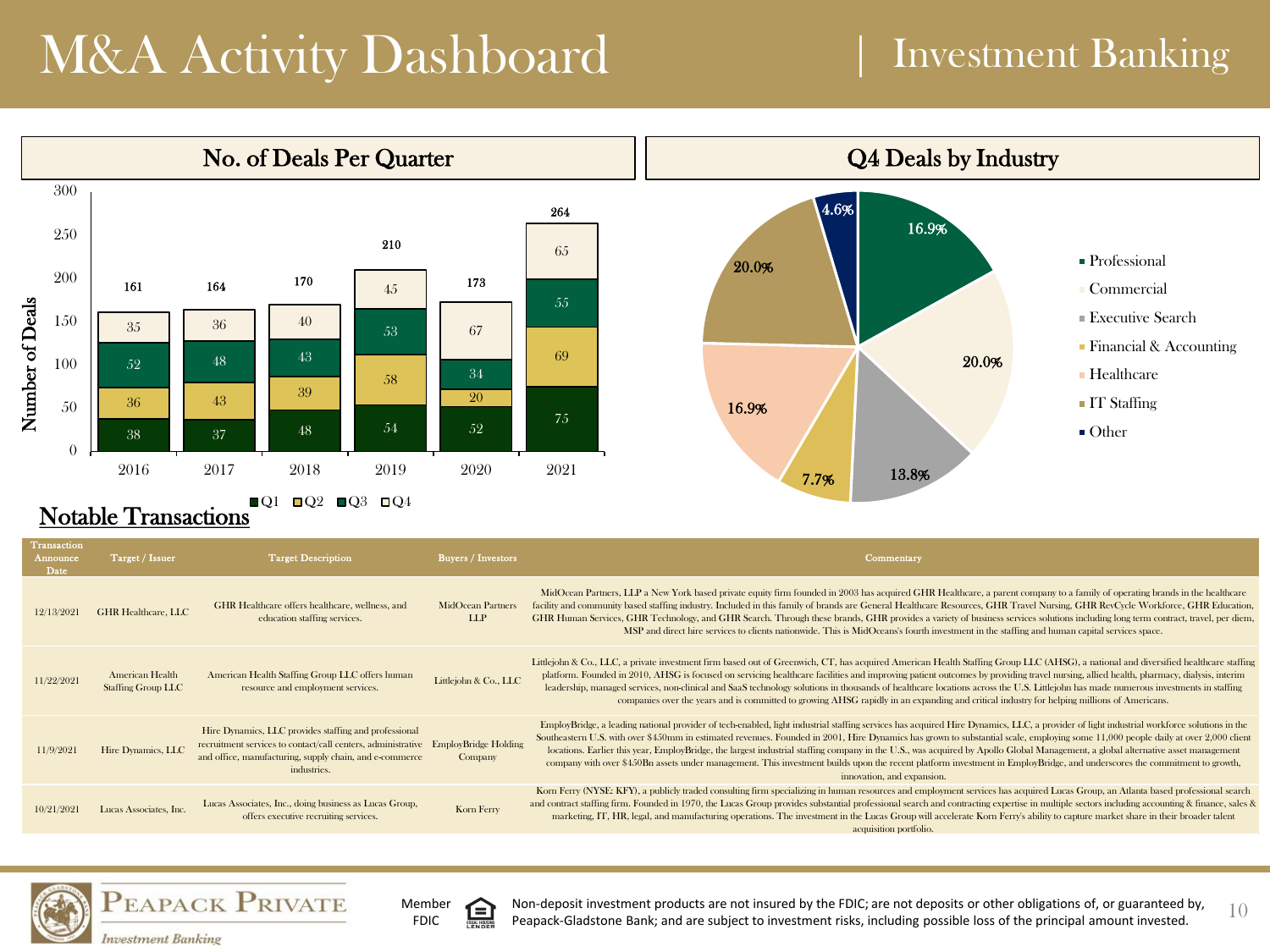# M&A Activity Dashboard | Investment Banking

## No. of Deals Per Quarter

| Year | Q1 | Q2 | Q3 | Q4 | Total |
|---|---|---|---|---|---|
| 2016 | 38 | 36 | 52 | 35 | 161 |
| 2017 | 37 | 43 | 48 | 36 | 164 |
| 2018 | 48 | 39 | 43 | 40 | 170 |
| 2019 | 54 | 58 | 53 | 45 | 210 |
| 2020 | 52 | 20 | 34 | 67 | 173 |
| 2021 | 75 | 69 | 55 | 65 | 264 |

## Q4 Deals by Industry

| Industry | Share |
|---|---|
| Professional | 16.9% |
| Commercial | 20.0% |
| Executive Search | 13.8% |
| Financial & Accounting | 7.7% |
| Healthcare | 16.9% |
| IT Staffing | 20.0% |
| Other | 4.6% |

## Notable Transactions

| Transaction Announce Date | Target / Issuer | Target Description | Buyers / Investors | Commentary |
|---|---|---|---|---|
| 12/13/2021 | GHR Healthcare, LLC | GHR Healthcare offers healthcare, wellness, and education staffing services. | MidOcean Partners LLP | MidOcean Partners, LLP a New York based private equity firm founded in 2003 has acquired GHR Healthcare, a parent company to a family of operating brands in the healthcare facility and community based staffing industry. Included in this family of brands are General Healthcare Resources, GHR Travel Nursing, GHR RevCycle Workforce, GHR Education, GHR Human Services, GHR Technology, and GHR Search. Through these brands, GHR provides a variety of business services solutions including long term contract, travel, per diem, MSP and direct hire services to clients nationwide. This is MidOceans's fourth investment in the staffing and human capital services space. |
| 11/22/2021 | American Health Staffing Group LLC | American Health Staffing Group LLC offers human resource and employment services. | Littlejohn & Co., LLC | Littlejohn & Co., LLC, a private investment firm based out of Greenwich, CT, has acquired American Health Staffing Group LLC (AHSG), a national and diversified healthcare staffing platform. Founded in 2010, AHSG is focused on servicing healthcare facilities and improving patient outcomes by providing travel nursing, allied health, pharmacy, dialysis, interim leadership, managed services, non-clinical and SaaS technology solutions in thousands of healthcare locations across the U.S. Littlejohn has made numerous investments in staffing companies over the years and is committed to growing AHSG rapidly in an expanding and critical industry for helping millions of Americans. |
| 11/9/2021 | Hire Dynamics, LLC | Hire Dynamics, LLC provides staffing and professional recruitment services to contact/call centers, administrative and office, manufacturing, supply chain, and e-commerce industries. | EmployBridge Holding Company | EmployBridge, a leading national provider of tech-enabled, light industrial staffing services has acquired Hire Dynamics, LLC, a provider of light industrial workforce solutions in the Southeastern U.S. with over $450mm in estimated revenues. Founded in 2001, Hire Dynamics has grown to substantial scale, employing some 11,000 people daily at over 2,000 client locations. Earlier this year, EmployBridge, the largest industrial staffing company in the U.S., was acquired by Apollo Global Management, a global alternative asset management company with over $450Bn assets under management. This investment builds upon the recent platform investment in EmployBridge, and underscores the commitment to growth, innovation, and expansion. |
| 10/21/2021 | Lucas Associates, Inc. | Lucas Associates, Inc., doing business as Lucas Group, offers executive recruiting services. | Korn Ferry | Korn Ferry (NYSE: KFY), a publicly traded consulting firm specializing in human resources and employment services has acquired Lucas Group, an Atlanta based professional search and contract staffing firm. Founded in 1970, the Lucas Group provides substantial professional search and contracting expertise in multiple sectors including accounting & finance, sales & marketing, IT, HR, legal, and manufacturing operations. The investment in the Lucas Group will accelerate Korn Ferry's ability to capture market share in their broader talent acquisition portfolio. |

Peapack Private Investment Banking

Member FDIC

Non-deposit investment products are not insured by the FDIC; are not deposits or other obligations of, or guaranteed by, Peapack-Gladstone Bank; and are subject to investment risks, including possible loss of the principal amount invested.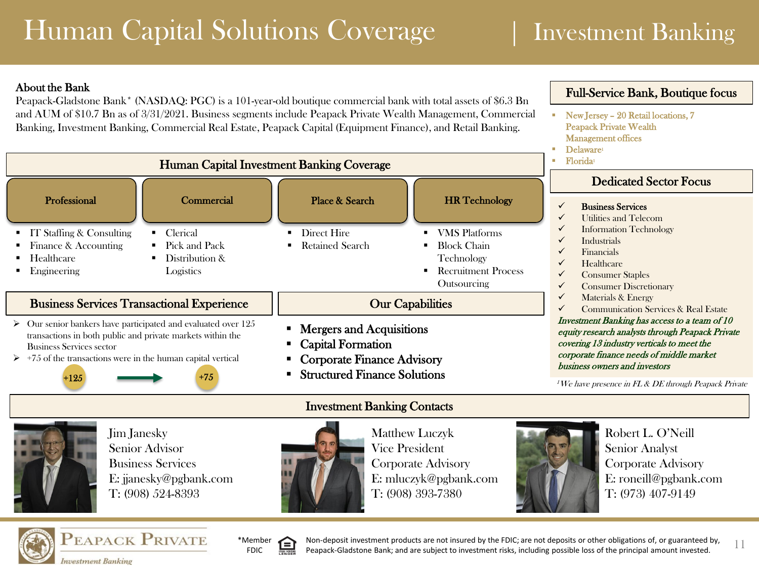# Human Capital Solutions Coverage | Investment Banking

## About the Bank

Peapack-Gladstone Bank* (NASDAQ: PGC) is a 101-year-old boutique commercial bank with total assets of $6.3 Bn and AUM of $10.7 Bn as of 3/31/2021. Business segments include Peapack Private Wealth Management, Commercial Banking, Investment Banking, Commercial Real Estate, Peapack Capital (Equipment Finance), and Retail Banking.

## Human Capital Investment Banking Coverage

| Professional | Commercial | Place & Search | HR Technology |
|---|---|---|---|
| ▪ IT Staffing & Consulting<br>▪ Finance & Accounting<br>▪ Healthcare<br>▪ Engineering | ▪ Clerical<br>▪ Pick and Pack<br>▪ Distribution & Logistics | ▪ Direct Hire<br>▪ Retained Search | ▪ VMS Platforms<br>▪ Block Chain Technology<br>▪ Recruitment Process Outsourcing |

## Business Services Transactional Experience

- Our senior bankers have participated and evaluated over 125 transactions in both public and private markets within the Business Services sector
- +75 of the transactions were in the human capital vertical

+125 → +75

## Our Capabilities

- Mergers and Acquisitions
- Capital Formation
- Corporate Finance Advisory
- Structured Finance Solutions

## Full-Service Bank, Boutique focus

- New Jersey – 20 Retail locations, 7 Peapack Private Wealth Management offices
- Delaware[1]
- Florida[1]

## Dedicated Sector Focus

- ✓ **Business Services**
- ✓ Utilities and Telecom
- ✓ Information Technology
- ✓ Industrials
- ✓ Financials
- ✓ Healthcare
- ✓ Consumer Staples
- ✓ Consumer Discretionary
- ✓ Materials & Energy
- ✓ Communication Services & Real Estate

*Investment Banking has access to a team of 10 equity research analysts through Peapack Private covering 13 industry verticals to meet the corporate finance needs of middle market business owners and investors*

[1] *We have presence in FL & DE through Peapack Private*

## Investment Banking Contacts

Jim Janesky
Senior Advisor
Business Services
E: jjanesky@pgbank.com
T: (908) 524-8393

Matthew Luczyk
Vice President
Corporate Advisory
E: mluczyk@pgbank.com
T: (908) 393-7380

Robert L. O'Neill
Senior Analyst
Corporate Advisory
E: roneill@pgbank.com
T: (973) 407-9149

PEAPACK PRIVATE
*Investment Banking*

*Member FDIC

Non-deposit investment products are not insured by the FDIC; are not deposits or other obligations of, or guaranteed by, Peapack-Gladstone Bank; and are subject to investment risks, including possible loss of the principal amount invested.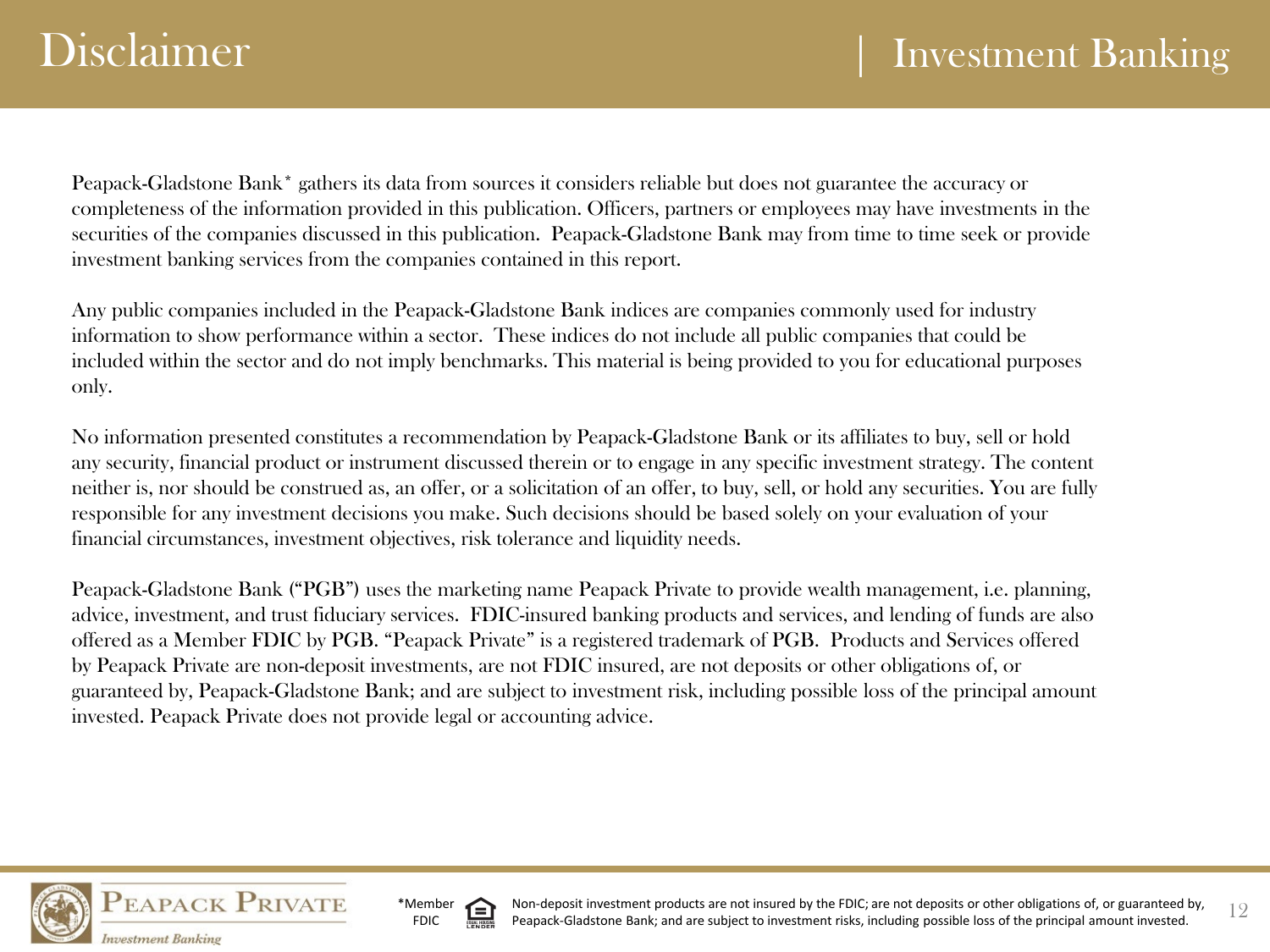# Disclaimer | Investment Banking

Peapack-Gladstone Bank* gathers its data from sources it considers reliable but does not guarantee the accuracy or completeness of the information provided in this publication. Officers, partners or employees may have investments in the securities of the companies discussed in this publication. Peapack-Gladstone Bank may from time to time seek or provide investment banking services from the companies contained in this report.

Any public companies included in the Peapack-Gladstone Bank indices are companies commonly used for industry information to show performance within a sector. These indices do not include all public companies that could be included within the sector and do not imply benchmarks. This material is being provided to you for educational purposes only.

No information presented constitutes a recommendation by Peapack-Gladstone Bank or its affiliates to buy, sell or hold any security, financial product or instrument discussed therein or to engage in any specific investment strategy. The content neither is, nor should be construed as, an offer, or a solicitation of an offer, to buy, sell, or hold any securities. You are fully responsible for any investment decisions you make. Such decisions should be based solely on your evaluation of your financial circumstances, investment objectives, risk tolerance and liquidity needs.

Peapack-Gladstone Bank ("PGB") uses the marketing name Peapack Private to provide wealth management, i.e. planning, advice, investment, and trust fiduciary services. FDIC-insured banking products and services, and lending of funds are also offered as a Member FDIC by PGB. "Peapack Private" is a registered trademark of PGB. Products and Services offered by Peapack Private are non-deposit investments, are not FDIC insured, are not deposits or other obligations of, or guaranteed by, Peapack-Gladstone Bank; and are subject to investment risk, including possible loss of the principal amount invested. Peapack Private does not provide legal or accounting advice.

*Member FDIC

Non-deposit investment products are not insured by the FDIC; are not deposits or other obligations of, or guaranteed by, Peapack-Gladstone Bank; and are subject to investment risks, including possible loss of the principal amount invested.